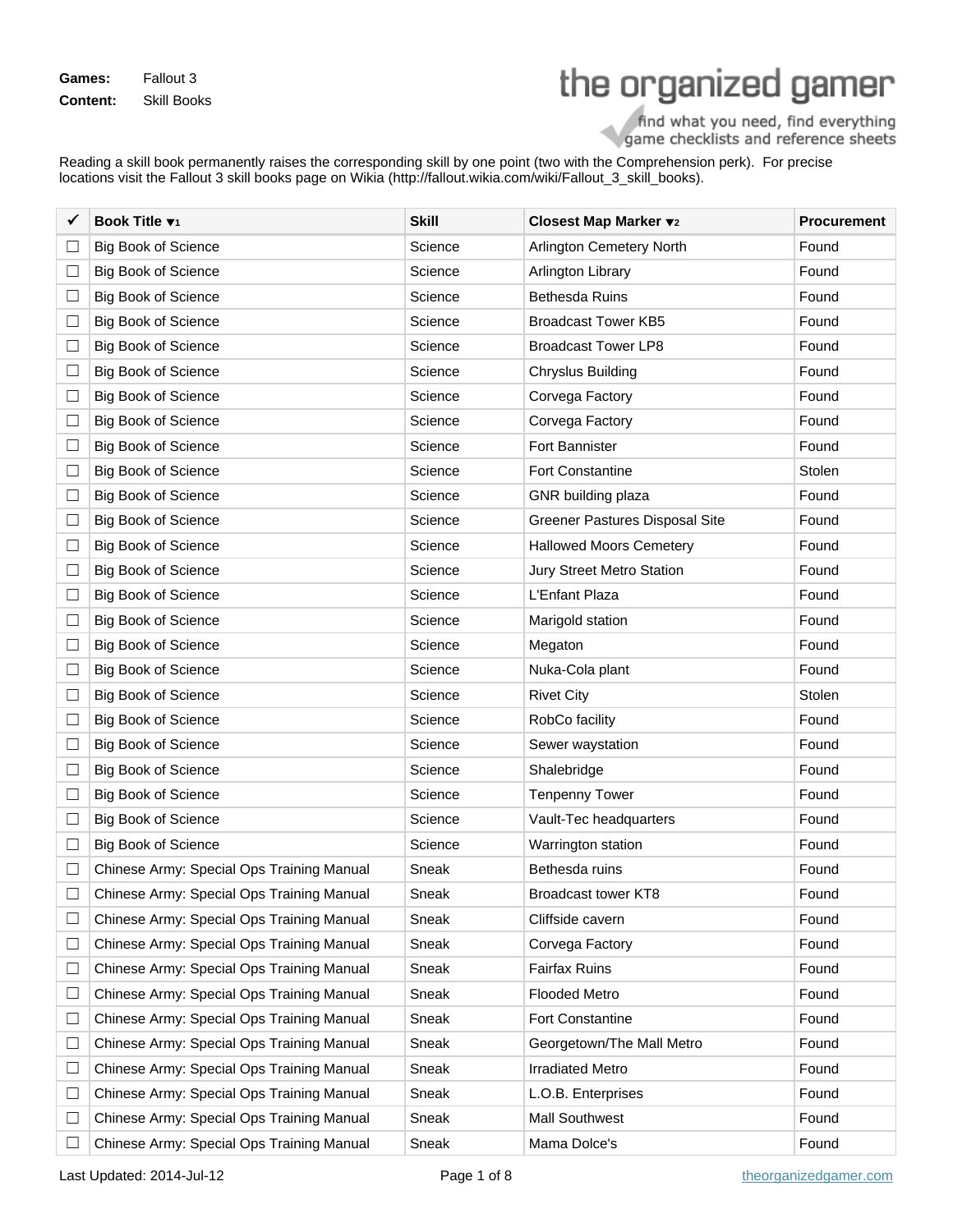**Games:** Fallout 3
**Content:** Skill Books

the organized gamer
find what you need, find everything
game checklists and reference sheets

Reading a skill book permanently raises the corresponding skill by one point (two with the Comprehension perk). For precise locations visit the Fallout 3 skill books page on Wikia (http://fallout.wikia.com/wiki/Fallout_3_skill_books).

| ✔ | Book Title ▼1 | Skill | Closest Map Marker ▼2 | Procurement |
|---|---|---|---|---|
| ☐ | Big Book of Science | Science | Arlington Cemetery North | Found |
| ☐ | Big Book of Science | Science | Arlington Library | Found |
| ☐ | Big Book of Science | Science | Bethesda Ruins | Found |
| ☐ | Big Book of Science | Science | Broadcast Tower KB5 | Found |
| ☐ | Big Book of Science | Science | Broadcast Tower LP8 | Found |
| ☐ | Big Book of Science | Science | Chryslus Building | Found |
| ☐ | Big Book of Science | Science | Corvega Factory | Found |
| ☐ | Big Book of Science | Science | Corvega Factory | Found |
| ☐ | Big Book of Science | Science | Fort Bannister | Found |
| ☐ | Big Book of Science | Science | Fort Constantine | Stolen |
| ☐ | Big Book of Science | Science | GNR building plaza | Found |
| ☐ | Big Book of Science | Science | Greener Pastures Disposal Site | Found |
| ☐ | Big Book of Science | Science | Hallowed Moors Cemetery | Found |
| ☐ | Big Book of Science | Science | Jury Street Metro Station | Found |
| ☐ | Big Book of Science | Science | L'Enfant Plaza | Found |
| ☐ | Big Book of Science | Science | Marigold station | Found |
| ☐ | Big Book of Science | Science | Megaton | Found |
| ☐ | Big Book of Science | Science | Nuka-Cola plant | Found |
| ☐ | Big Book of Science | Science | Rivet City | Stolen |
| ☐ | Big Book of Science | Science | RobCo facility | Found |
| ☐ | Big Book of Science | Science | Sewer waystation | Found |
| ☐ | Big Book of Science | Science | Shalebridge | Found |
| ☐ | Big Book of Science | Science | Tenpenny Tower | Found |
| ☐ | Big Book of Science | Science | Vault-Tec headquarters | Found |
| ☐ | Big Book of Science | Science | Warrington station | Found |
| ☐ | Chinese Army: Special Ops Training Manual | Sneak | Bethesda ruins | Found |
| ☐ | Chinese Army: Special Ops Training Manual | Sneak | Broadcast tower KT8 | Found |
| ☐ | Chinese Army: Special Ops Training Manual | Sneak | Cliffside cavern | Found |
| ☐ | Chinese Army: Special Ops Training Manual | Sneak | Corvega Factory | Found |
| ☐ | Chinese Army: Special Ops Training Manual | Sneak | Fairfax Ruins | Found |
| ☐ | Chinese Army: Special Ops Training Manual | Sneak | Flooded Metro | Found |
| ☐ | Chinese Army: Special Ops Training Manual | Sneak | Fort Constantine | Found |
| ☐ | Chinese Army: Special Ops Training Manual | Sneak | Georgetown/The Mall Metro | Found |
| ☐ | Chinese Army: Special Ops Training Manual | Sneak | Irradiated Metro | Found |
| ☐ | Chinese Army: Special Ops Training Manual | Sneak | L.O.B. Enterprises | Found |
| ☐ | Chinese Army: Special Ops Training Manual | Sneak | Mall Southwest | Found |
| ☐ | Chinese Army: Special Ops Training Manual | Sneak | Mama Dolce's | Found |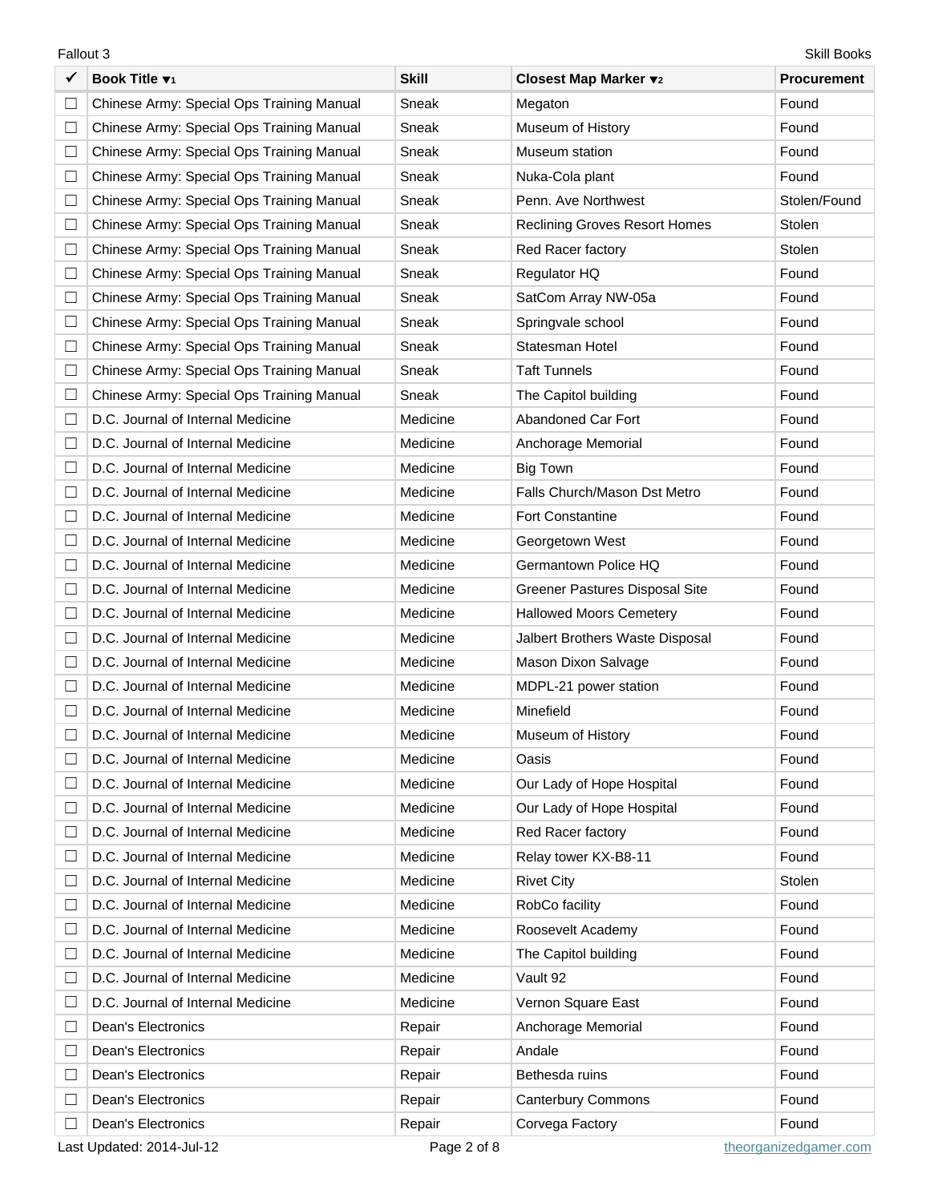| ✓ | Book Title ▼1 | Skill | Closest Map Marker ▼2 | Procurement |
|---|---|---|---|---|
| ☐ | Chinese Army: Special Ops Training Manual | Sneak | Megaton | Found |
| ☐ | Chinese Army: Special Ops Training Manual | Sneak | Museum of History | Found |
| ☐ | Chinese Army: Special Ops Training Manual | Sneak | Museum station | Found |
| ☐ | Chinese Army: Special Ops Training Manual | Sneak | Nuka-Cola plant | Found |
| ☐ | Chinese Army: Special Ops Training Manual | Sneak | Penn. Ave Northwest | Stolen/Found |
| ☐ | Chinese Army: Special Ops Training Manual | Sneak | Reclining Groves Resort Homes | Stolen |
| ☐ | Chinese Army: Special Ops Training Manual | Sneak | Red Racer factory | Stolen |
| ☐ | Chinese Army: Special Ops Training Manual | Sneak | Regulator HQ | Found |
| ☐ | Chinese Army: Special Ops Training Manual | Sneak | SatCom Array NW-05a | Found |
| ☐ | Chinese Army: Special Ops Training Manual | Sneak | Springvale school | Found |
| ☐ | Chinese Army: Special Ops Training Manual | Sneak | Statesman Hotel | Found |
| ☐ | Chinese Army: Special Ops Training Manual | Sneak | Taft Tunnels | Found |
| ☐ | Chinese Army: Special Ops Training Manual | Sneak | The Capitol building | Found |
| ☐ | D.C. Journal of Internal Medicine | Medicine | Abandoned Car Fort | Found |
| ☐ | D.C. Journal of Internal Medicine | Medicine | Anchorage Memorial | Found |
| ☐ | D.C. Journal of Internal Medicine | Medicine | Big Town | Found |
| ☐ | D.C. Journal of Internal Medicine | Medicine | Falls Church/Mason Dst Metro | Found |
| ☐ | D.C. Journal of Internal Medicine | Medicine | Fort Constantine | Found |
| ☐ | D.C. Journal of Internal Medicine | Medicine | Georgetown West | Found |
| ☐ | D.C. Journal of Internal Medicine | Medicine | Germantown Police HQ | Found |
| ☐ | D.C. Journal of Internal Medicine | Medicine | Greener Pastures Disposal Site | Found |
| ☐ | D.C. Journal of Internal Medicine | Medicine | Hallowed Moors Cemetery | Found |
| ☐ | D.C. Journal of Internal Medicine | Medicine | Jalbert Brothers Waste Disposal | Found |
| ☐ | D.C. Journal of Internal Medicine | Medicine | Mason Dixon Salvage | Found |
| ☐ | D.C. Journal of Internal Medicine | Medicine | MDPL-21 power station | Found |
| ☐ | D.C. Journal of Internal Medicine | Medicine | Minefield | Found |
| ☐ | D.C. Journal of Internal Medicine | Medicine | Museum of History | Found |
| ☐ | D.C. Journal of Internal Medicine | Medicine | Oasis | Found |
| ☐ | D.C. Journal of Internal Medicine | Medicine | Our Lady of Hope Hospital | Found |
| ☐ | D.C. Journal of Internal Medicine | Medicine | Our Lady of Hope Hospital | Found |
| ☐ | D.C. Journal of Internal Medicine | Medicine | Red Racer factory | Found |
| ☐ | D.C. Journal of Internal Medicine | Medicine | Relay tower KX-B8-11 | Found |
| ☐ | D.C. Journal of Internal Medicine | Medicine | Rivet City | Stolen |
| ☐ | D.C. Journal of Internal Medicine | Medicine | RobCo facility | Found |
| ☐ | D.C. Journal of Internal Medicine | Medicine | Roosevelt Academy | Found |
| ☐ | D.C. Journal of Internal Medicine | Medicine | The Capitol building | Found |
| ☐ | D.C. Journal of Internal Medicine | Medicine | Vault 92 | Found |
| ☐ | D.C. Journal of Internal Medicine | Medicine | Vernon Square East | Found |
| ☐ | Dean's Electronics | Repair | Anchorage Memorial | Found |
| ☐ | Dean's Electronics | Repair | Andale | Found |
| ☐ | Dean's Electronics | Repair | Bethesda ruins | Found |
| ☐ | Dean's Electronics | Repair | Canterbury Commons | Found |
| ☐ | Dean's Electronics | Repair | Corvega Factory | Found |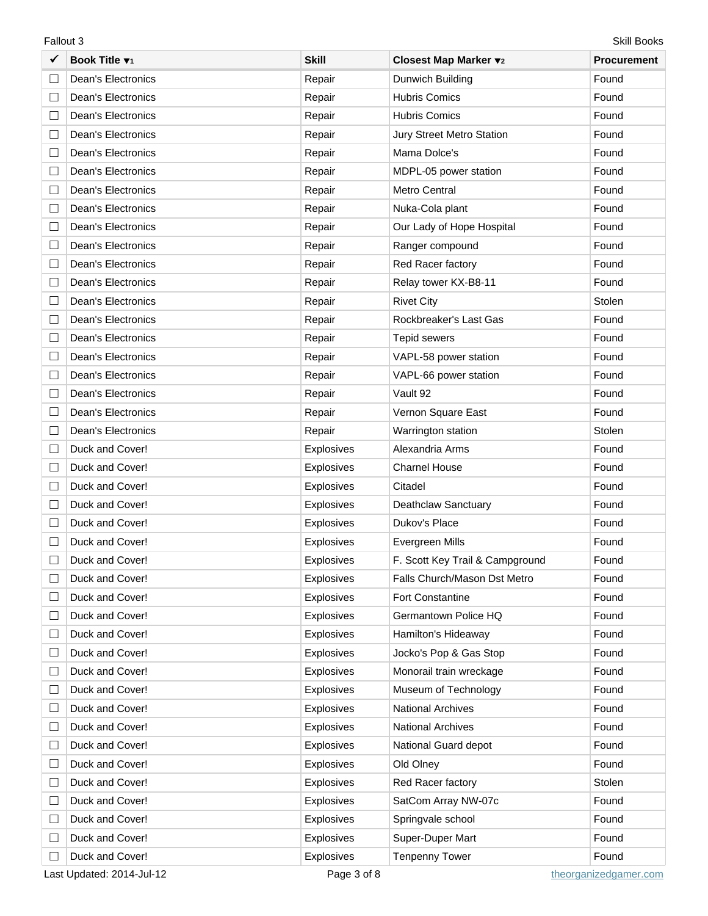| ✓ | Book Title ▼1 | Skill | Closest Map Marker ▼2 | Procurement |
|---|---|---|---|---|
| ☐ | Dean's Electronics | Repair | Dunwich Building | Found |
| ☐ | Dean's Electronics | Repair | Hubris Comics | Found |
| ☐ | Dean's Electronics | Repair | Hubris Comics | Found |
| ☐ | Dean's Electronics | Repair | Jury Street Metro Station | Found |
| ☐ | Dean's Electronics | Repair | Mama Dolce's | Found |
| ☐ | Dean's Electronics | Repair | MDPL-05 power station | Found |
| ☐ | Dean's Electronics | Repair | Metro Central | Found |
| ☐ | Dean's Electronics | Repair | Nuka-Cola plant | Found |
| ☐ | Dean's Electronics | Repair | Our Lady of Hope Hospital | Found |
| ☐ | Dean's Electronics | Repair | Ranger compound | Found |
| ☐ | Dean's Electronics | Repair | Red Racer factory | Found |
| ☐ | Dean's Electronics | Repair | Relay tower KX-B8-11 | Found |
| ☐ | Dean's Electronics | Repair | Rivet City | Stolen |
| ☐ | Dean's Electronics | Repair | Rockbreaker's Last Gas | Found |
| ☐ | Dean's Electronics | Repair | Tepid sewers | Found |
| ☐ | Dean's Electronics | Repair | VAPL-58 power station | Found |
| ☐ | Dean's Electronics | Repair | VAPL-66 power station | Found |
| ☐ | Dean's Electronics | Repair | Vault 92 | Found |
| ☐ | Dean's Electronics | Repair | Vernon Square East | Found |
| ☐ | Dean's Electronics | Repair | Warrington station | Stolen |
| ☐ | Duck and Cover! | Explosives | Alexandria Arms | Found |
| ☐ | Duck and Cover! | Explosives | Charnel House | Found |
| ☐ | Duck and Cover! | Explosives | Citadel | Found |
| ☐ | Duck and Cover! | Explosives | Deathclaw Sanctuary | Found |
| ☐ | Duck and Cover! | Explosives | Dukov's Place | Found |
| ☐ | Duck and Cover! | Explosives | Evergreen Mills | Found |
| ☐ | Duck and Cover! | Explosives | F. Scott Key Trail & Campground | Found |
| ☐ | Duck and Cover! | Explosives | Falls Church/Mason Dst Metro | Found |
| ☐ | Duck and Cover! | Explosives | Fort Constantine | Found |
| ☐ | Duck and Cover! | Explosives | Germantown Police HQ | Found |
| ☐ | Duck and Cover! | Explosives | Hamilton's Hideaway | Found |
| ☐ | Duck and Cover! | Explosives | Jocko's Pop & Gas Stop | Found |
| ☐ | Duck and Cover! | Explosives | Monorail train wreckage | Found |
| ☐ | Duck and Cover! | Explosives | Museum of Technology | Found |
| ☐ | Duck and Cover! | Explosives | National Archives | Found |
| ☐ | Duck and Cover! | Explosives | National Archives | Found |
| ☐ | Duck and Cover! | Explosives | National Guard depot | Found |
| ☐ | Duck and Cover! | Explosives | Old Olney | Found |
| ☐ | Duck and Cover! | Explosives | Red Racer factory | Stolen |
| ☐ | Duck and Cover! | Explosives | SatCom Array NW-07c | Found |
| ☐ | Duck and Cover! | Explosives | Springvale school | Found |
| ☐ | Duck and Cover! | Explosives | Super-Duper Mart | Found |
| ☐ | Duck and Cover! | Explosives | Tenpenny Tower | Found |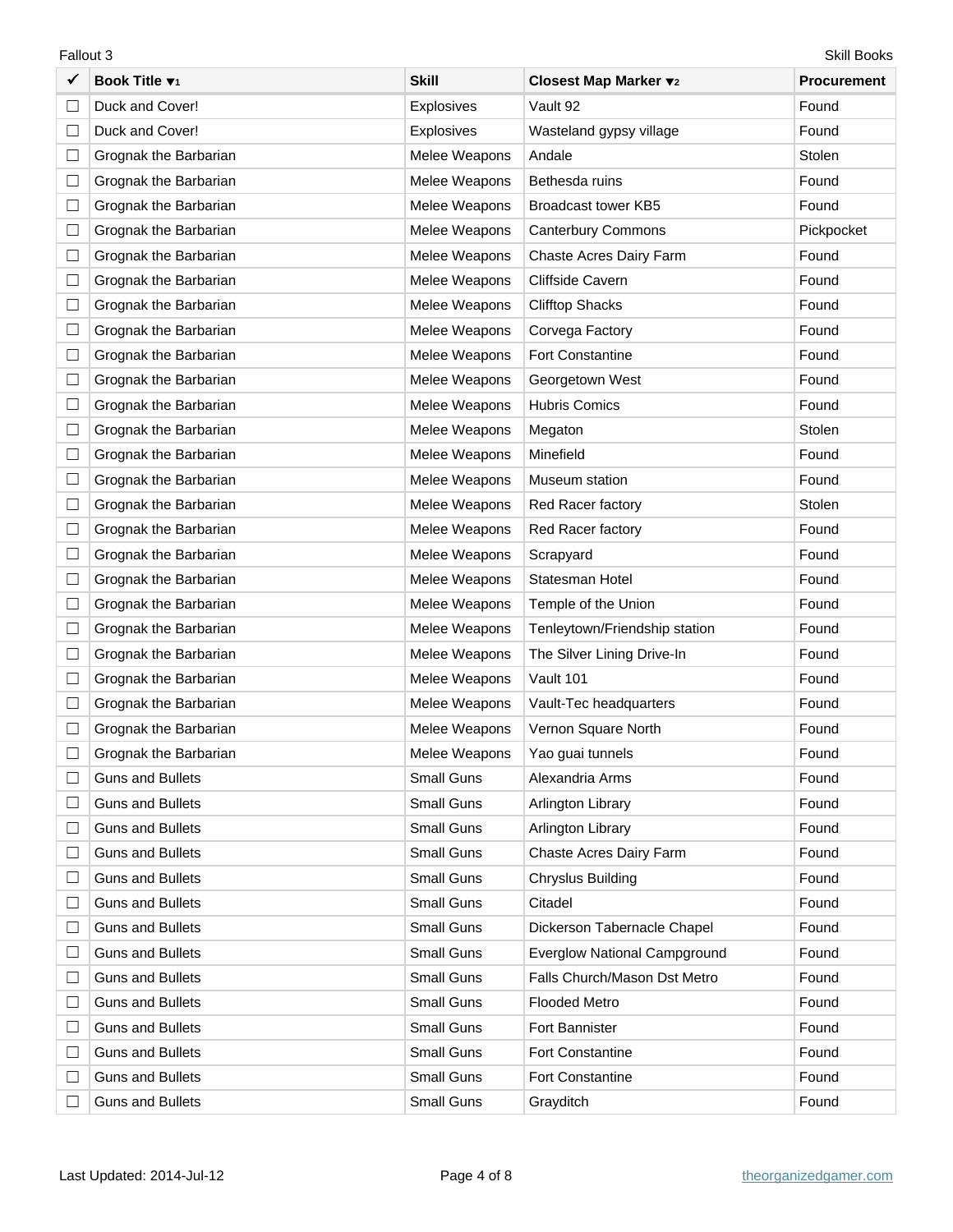| ✓ | Book Title ▼1 | Skill | Closest Map Marker ▼2 | Procurement |
|---|---|---|---|---|
| ☐ | Duck and Cover! | Explosives | Vault 92 | Found |
| ☐ | Duck and Cover! | Explosives | Wasteland gypsy village | Found |
| ☐ | Grognak the Barbarian | Melee Weapons | Andale | Stolen |
| ☐ | Grognak the Barbarian | Melee Weapons | Bethesda ruins | Found |
| ☐ | Grognak the Barbarian | Melee Weapons | Broadcast tower KB5 | Found |
| ☐ | Grognak the Barbarian | Melee Weapons | Canterbury Commons | Pickpocket |
| ☐ | Grognak the Barbarian | Melee Weapons | Chaste Acres Dairy Farm | Found |
| ☐ | Grognak the Barbarian | Melee Weapons | Cliffside Cavern | Found |
| ☐ | Grognak the Barbarian | Melee Weapons | Clifftop Shacks | Found |
| ☐ | Grognak the Barbarian | Melee Weapons | Corvega Factory | Found |
| ☐ | Grognak the Barbarian | Melee Weapons | Fort Constantine | Found |
| ☐ | Grognak the Barbarian | Melee Weapons | Georgetown West | Found |
| ☐ | Grognak the Barbarian | Melee Weapons | Hubris Comics | Found |
| ☐ | Grognak the Barbarian | Melee Weapons | Megaton | Stolen |
| ☐ | Grognak the Barbarian | Melee Weapons | Minefield | Found |
| ☐ | Grognak the Barbarian | Melee Weapons | Museum station | Found |
| ☐ | Grognak the Barbarian | Melee Weapons | Red Racer factory | Stolen |
| ☐ | Grognak the Barbarian | Melee Weapons | Red Racer factory | Found |
| ☐ | Grognak the Barbarian | Melee Weapons | Scrapyard | Found |
| ☐ | Grognak the Barbarian | Melee Weapons | Statesman Hotel | Found |
| ☐ | Grognak the Barbarian | Melee Weapons | Temple of the Union | Found |
| ☐ | Grognak the Barbarian | Melee Weapons | Tenleytown/Friendship station | Found |
| ☐ | Grognak the Barbarian | Melee Weapons | The Silver Lining Drive-In | Found |
| ☐ | Grognak the Barbarian | Melee Weapons | Vault 101 | Found |
| ☐ | Grognak the Barbarian | Melee Weapons | Vault-Tec headquarters | Found |
| ☐ | Grognak the Barbarian | Melee Weapons | Vernon Square North | Found |
| ☐ | Grognak the Barbarian | Melee Weapons | Yao guai tunnels | Found |
| ☐ | Guns and Bullets | Small Guns | Alexandria Arms | Found |
| ☐ | Guns and Bullets | Small Guns | Arlington Library | Found |
| ☐ | Guns and Bullets | Small Guns | Arlington Library | Found |
| ☐ | Guns and Bullets | Small Guns | Chaste Acres Dairy Farm | Found |
| ☐ | Guns and Bullets | Small Guns | Chryslus Building | Found |
| ☐ | Guns and Bullets | Small Guns | Citadel | Found |
| ☐ | Guns and Bullets | Small Guns | Dickerson Tabernacle Chapel | Found |
| ☐ | Guns and Bullets | Small Guns | Everglow National Campground | Found |
| ☐ | Guns and Bullets | Small Guns | Falls Church/Mason Dst Metro | Found |
| ☐ | Guns and Bullets | Small Guns | Flooded Metro | Found |
| ☐ | Guns and Bullets | Small Guns | Fort Bannister | Found |
| ☐ | Guns and Bullets | Small Guns | Fort Constantine | Found |
| ☐ | Guns and Bullets | Small Guns | Fort Constantine | Found |
| ☐ | Guns and Bullets | Small Guns | Grayditch | Found |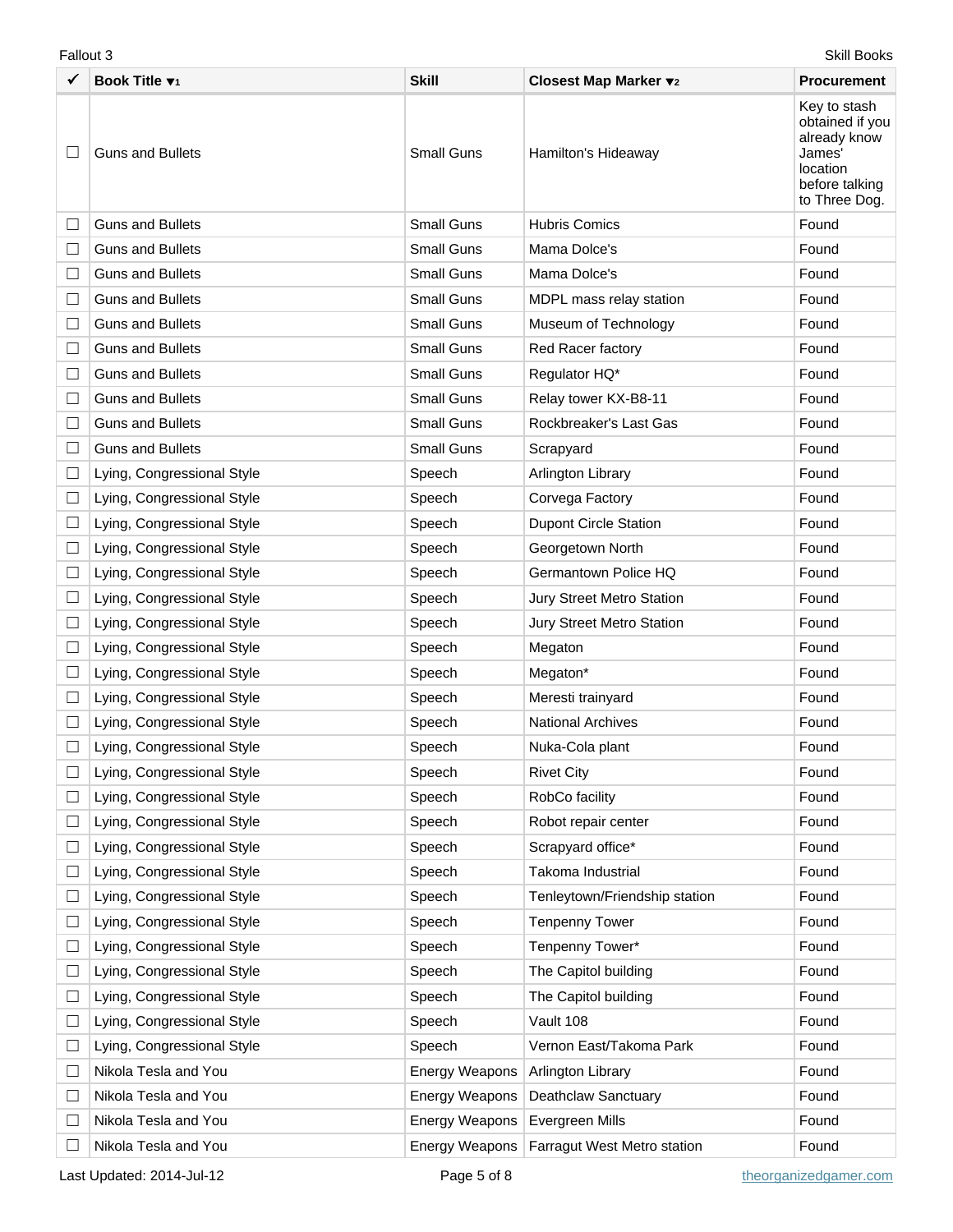| ✓ | Book Title ▼1 | Skill | Closest Map Marker ▼2 | Procurement |
|---|---|---|---|---|
| ☐ | Guns and Bullets | Small Guns | Hamilton's Hideaway | Key to stash obtained if you already know James' location before talking to Three Dog. |
| ☐ | Guns and Bullets | Small Guns | Hubris Comics | Found |
| ☐ | Guns and Bullets | Small Guns | Mama Dolce's | Found |
| ☐ | Guns and Bullets | Small Guns | Mama Dolce's | Found |
| ☐ | Guns and Bullets | Small Guns | MDPL mass relay station | Found |
| ☐ | Guns and Bullets | Small Guns | Museum of Technology | Found |
| ☐ | Guns and Bullets | Small Guns | Red Racer factory | Found |
| ☐ | Guns and Bullets | Small Guns | Regulator HQ* | Found |
| ☐ | Guns and Bullets | Small Guns | Relay tower KX-B8-11 | Found |
| ☐ | Guns and Bullets | Small Guns | Rockbreaker's Last Gas | Found |
| ☐ | Guns and Bullets | Small Guns | Scrapyard | Found |
| ☐ | Lying, Congressional Style | Speech | Arlington Library | Found |
| ☐ | Lying, Congressional Style | Speech | Corvega Factory | Found |
| ☐ | Lying, Congressional Style | Speech | Dupont Circle Station | Found |
| ☐ | Lying, Congressional Style | Speech | Georgetown North | Found |
| ☐ | Lying, Congressional Style | Speech | Germantown Police HQ | Found |
| ☐ | Lying, Congressional Style | Speech | Jury Street Metro Station | Found |
| ☐ | Lying, Congressional Style | Speech | Jury Street Metro Station | Found |
| ☐ | Lying, Congressional Style | Speech | Megaton | Found |
| ☐ | Lying, Congressional Style | Speech | Megaton* | Found |
| ☐ | Lying, Congressional Style | Speech | Meresti trainyard | Found |
| ☐ | Lying, Congressional Style | Speech | National Archives | Found |
| ☐ | Lying, Congressional Style | Speech | Nuka-Cola plant | Found |
| ☐ | Lying, Congressional Style | Speech | Rivet City | Found |
| ☐ | Lying, Congressional Style | Speech | RobCo facility | Found |
| ☐ | Lying, Congressional Style | Speech | Robot repair center | Found |
| ☐ | Lying, Congressional Style | Speech | Scrapyard office* | Found |
| ☐ | Lying, Congressional Style | Speech | Takoma Industrial | Found |
| ☐ | Lying, Congressional Style | Speech | Tenleytown/Friendship station | Found |
| ☐ | Lying, Congressional Style | Speech | Tenpenny Tower | Found |
| ☐ | Lying, Congressional Style | Speech | Tenpenny Tower* | Found |
| ☐ | Lying, Congressional Style | Speech | The Capitol building | Found |
| ☐ | Lying, Congressional Style | Speech | The Capitol building | Found |
| ☐ | Lying, Congressional Style | Speech | Vault 108 | Found |
| ☐ | Lying, Congressional Style | Speech | Vernon East/Takoma Park | Found |
| ☐ | Nikola Tesla and You | Energy Weapons | Arlington Library | Found |
| ☐ | Nikola Tesla and You | Energy Weapons | Deathclaw Sanctuary | Found |
| ☐ | Nikola Tesla and You | Energy Weapons | Evergreen Mills | Found |
| ☐ | Nikola Tesla and You | Energy Weapons | Farragut West Metro station | Found |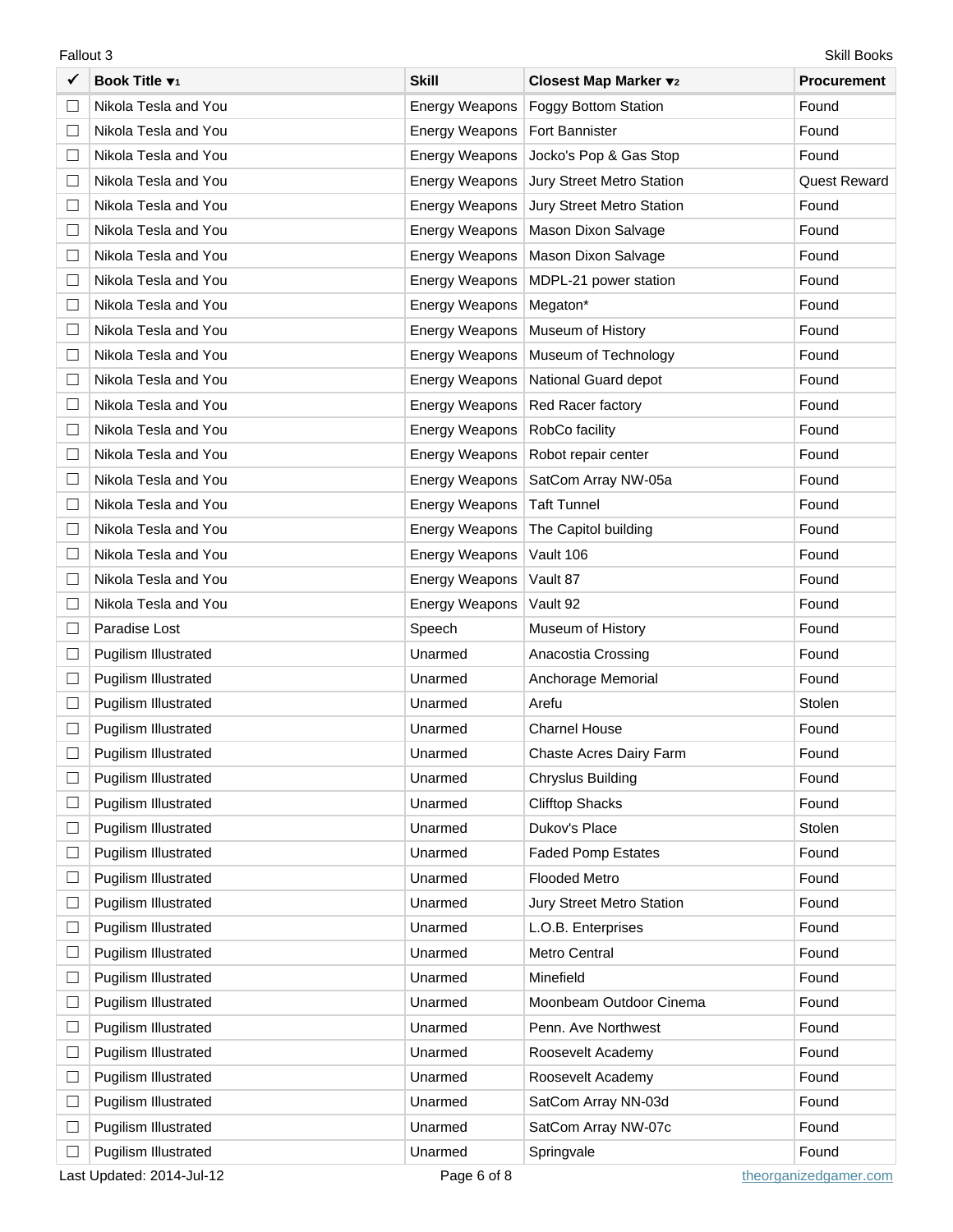| ✓ | Book Title ▼1 | Skill | Closest Map Marker ▼2 | Procurement |
|---|---|---|---|---|
| ☐ | Nikola Tesla and You | Energy Weapons | Foggy Bottom Station | Found |
| ☐ | Nikola Tesla and You | Energy Weapons | Fort Bannister | Found |
| ☐ | Nikola Tesla and You | Energy Weapons | Jocko's Pop & Gas Stop | Found |
| ☐ | Nikola Tesla and You | Energy Weapons | Jury Street Metro Station | Quest Reward |
| ☐ | Nikola Tesla and You | Energy Weapons | Jury Street Metro Station | Found |
| ☐ | Nikola Tesla and You | Energy Weapons | Mason Dixon Salvage | Found |
| ☐ | Nikola Tesla and You | Energy Weapons | Mason Dixon Salvage | Found |
| ☐ | Nikola Tesla and You | Energy Weapons | MDPL-21 power station | Found |
| ☐ | Nikola Tesla and You | Energy Weapons | Megaton* | Found |
| ☐ | Nikola Tesla and You | Energy Weapons | Museum of History | Found |
| ☐ | Nikola Tesla and You | Energy Weapons | Museum of Technology | Found |
| ☐ | Nikola Tesla and You | Energy Weapons | National Guard depot | Found |
| ☐ | Nikola Tesla and You | Energy Weapons | Red Racer factory | Found |
| ☐ | Nikola Tesla and You | Energy Weapons | RobCo facility | Found |
| ☐ | Nikola Tesla and You | Energy Weapons | Robot repair center | Found |
| ☐ | Nikola Tesla and You | Energy Weapons | SatCom Array NW-05a | Found |
| ☐ | Nikola Tesla and You | Energy Weapons | Taft Tunnel | Found |
| ☐ | Nikola Tesla and You | Energy Weapons | The Capitol building | Found |
| ☐ | Nikola Tesla and You | Energy Weapons | Vault 106 | Found |
| ☐ | Nikola Tesla and You | Energy Weapons | Vault 87 | Found |
| ☐ | Nikola Tesla and You | Energy Weapons | Vault 92 | Found |
| ☐ | Paradise Lost | Speech | Museum of History | Found |
| ☐ | Pugilism Illustrated | Unarmed | Anacostia Crossing | Found |
| ☐ | Pugilism Illustrated | Unarmed | Anchorage Memorial | Found |
| ☐ | Pugilism Illustrated | Unarmed | Arefu | Stolen |
| ☐ | Pugilism Illustrated | Unarmed | Charnel House | Found |
| ☐ | Pugilism Illustrated | Unarmed | Chaste Acres Dairy Farm | Found |
| ☐ | Pugilism Illustrated | Unarmed | Chryslus Building | Found |
| ☐ | Pugilism Illustrated | Unarmed | Clifftop Shacks | Found |
| ☐ | Pugilism Illustrated | Unarmed | Dukov's Place | Stolen |
| ☐ | Pugilism Illustrated | Unarmed | Faded Pomp Estates | Found |
| ☐ | Pugilism Illustrated | Unarmed | Flooded Metro | Found |
| ☐ | Pugilism Illustrated | Unarmed | Jury Street Metro Station | Found |
| ☐ | Pugilism Illustrated | Unarmed | L.O.B. Enterprises | Found |
| ☐ | Pugilism Illustrated | Unarmed | Metro Central | Found |
| ☐ | Pugilism Illustrated | Unarmed | Minefield | Found |
| ☐ | Pugilism Illustrated | Unarmed | Moonbeam Outdoor Cinema | Found |
| ☐ | Pugilism Illustrated | Unarmed | Penn. Ave Northwest | Found |
| ☐ | Pugilism Illustrated | Unarmed | Roosevelt Academy | Found |
| ☐ | Pugilism Illustrated | Unarmed | Roosevelt Academy | Found |
| ☐ | Pugilism Illustrated | Unarmed | SatCom Array NN-03d | Found |
| ☐ | Pugilism Illustrated | Unarmed | SatCom Array NW-07c | Found |
| ☐ | Pugilism Illustrated | Unarmed | Springvale | Found |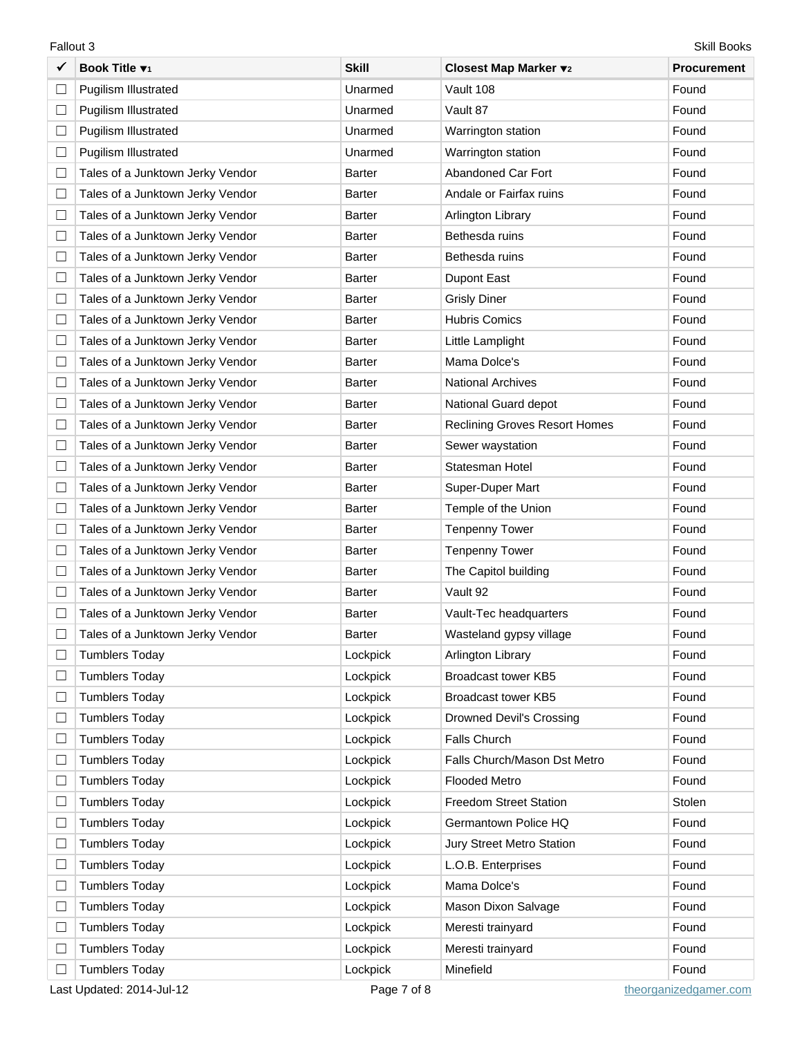| ✓ | Book Title ▼1 | Skill | Closest Map Marker ▼2 | Procurement |
|---|---|---|---|---|
| ☐ | Pugilism Illustrated | Unarmed | Vault 108 | Found |
| ☐ | Pugilism Illustrated | Unarmed | Vault 87 | Found |
| ☐ | Pugilism Illustrated | Unarmed | Warrington station | Found |
| ☐ | Pugilism Illustrated | Unarmed | Warrington station | Found |
| ☐ | Tales of a Junktown Jerky Vendor | Barter | Abandoned Car Fort | Found |
| ☐ | Tales of a Junktown Jerky Vendor | Barter | Andale or Fairfax ruins | Found |
| ☐ | Tales of a Junktown Jerky Vendor | Barter | Arlington Library | Found |
| ☐ | Tales of a Junktown Jerky Vendor | Barter | Bethesda ruins | Found |
| ☐ | Tales of a Junktown Jerky Vendor | Barter | Bethesda ruins | Found |
| ☐ | Tales of a Junktown Jerky Vendor | Barter | Dupont East | Found |
| ☐ | Tales of a Junktown Jerky Vendor | Barter | Grisly Diner | Found |
| ☐ | Tales of a Junktown Jerky Vendor | Barter | Hubris Comics | Found |
| ☐ | Tales of a Junktown Jerky Vendor | Barter | Little Lamplight | Found |
| ☐ | Tales of a Junktown Jerky Vendor | Barter | Mama Dolce's | Found |
| ☐ | Tales of a Junktown Jerky Vendor | Barter | National Archives | Found |
| ☐ | Tales of a Junktown Jerky Vendor | Barter | National Guard depot | Found |
| ☐ | Tales of a Junktown Jerky Vendor | Barter | Reclining Groves Resort Homes | Found |
| ☐ | Tales of a Junktown Jerky Vendor | Barter | Sewer waystation | Found |
| ☐ | Tales of a Junktown Jerky Vendor | Barter | Statesman Hotel | Found |
| ☐ | Tales of a Junktown Jerky Vendor | Barter | Super-Duper Mart | Found |
| ☐ | Tales of a Junktown Jerky Vendor | Barter | Temple of the Union | Found |
| ☐ | Tales of a Junktown Jerky Vendor | Barter | Tenpenny Tower | Found |
| ☐ | Tales of a Junktown Jerky Vendor | Barter | Tenpenny Tower | Found |
| ☐ | Tales of a Junktown Jerky Vendor | Barter | The Capitol building | Found |
| ☐ | Tales of a Junktown Jerky Vendor | Barter | Vault 92 | Found |
| ☐ | Tales of a Junktown Jerky Vendor | Barter | Vault-Tec headquarters | Found |
| ☐ | Tales of a Junktown Jerky Vendor | Barter | Wasteland gypsy village | Found |
| ☐ | Tumblers Today | Lockpick | Arlington Library | Found |
| ☐ | Tumblers Today | Lockpick | Broadcast tower KB5 | Found |
| ☐ | Tumblers Today | Lockpick | Broadcast tower KB5 | Found |
| ☐ | Tumblers Today | Lockpick | Drowned Devil's Crossing | Found |
| ☐ | Tumblers Today | Lockpick | Falls Church | Found |
| ☐ | Tumblers Today | Lockpick | Falls Church/Mason Dst Metro | Found |
| ☐ | Tumblers Today | Lockpick | Flooded Metro | Found |
| ☐ | Tumblers Today | Lockpick | Freedom Street Station | Stolen |
| ☐ | Tumblers Today | Lockpick | Germantown Police HQ | Found |
| ☐ | Tumblers Today | Lockpick | Jury Street Metro Station | Found |
| ☐ | Tumblers Today | Lockpick | L.O.B. Enterprises | Found |
| ☐ | Tumblers Today | Lockpick | Mama Dolce's | Found |
| ☐ | Tumblers Today | Lockpick | Mason Dixon Salvage | Found |
| ☐ | Tumblers Today | Lockpick | Meresti trainyard | Found |
| ☐ | Tumblers Today | Lockpick | Meresti trainyard | Found |
| ☐ | Tumblers Today | Lockpick | Minefield | Found |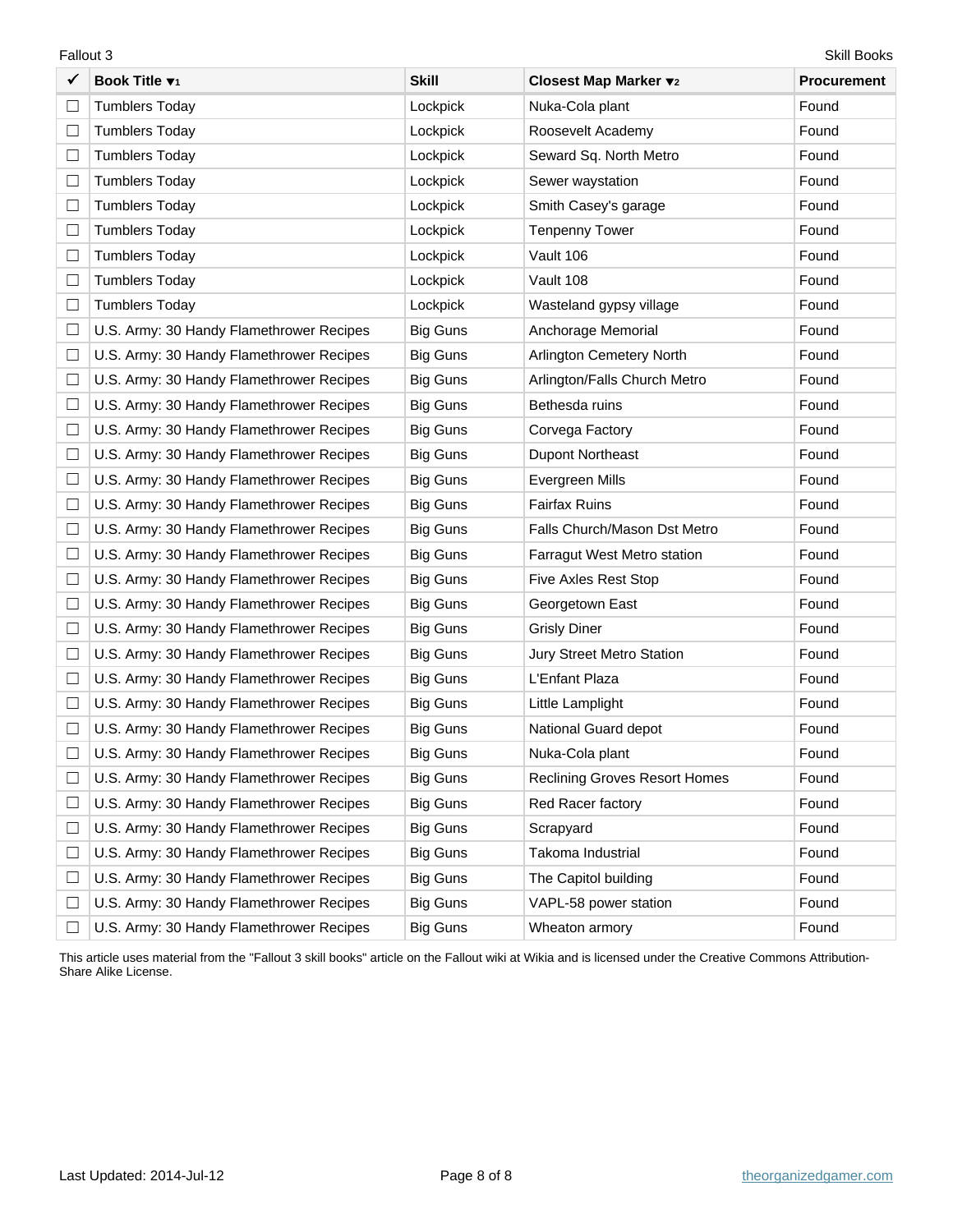| ✓ | Book Title ▼1 | Skill | Closest Map Marker ▼2 | Procurement |
|---|---|---|---|---|
| ☐ | Tumblers Today | Lockpick | Nuka-Cola plant | Found |
| ☐ | Tumblers Today | Lockpick | Roosevelt Academy | Found |
| ☐ | Tumblers Today | Lockpick | Seward Sq. North Metro | Found |
| ☐ | Tumblers Today | Lockpick | Sewer waystation | Found |
| ☐ | Tumblers Today | Lockpick | Smith Casey's garage | Found |
| ☐ | Tumblers Today | Lockpick | Tenpenny Tower | Found |
| ☐ | Tumblers Today | Lockpick | Vault 106 | Found |
| ☐ | Tumblers Today | Lockpick | Vault 108 | Found |
| ☐ | Tumblers Today | Lockpick | Wasteland gypsy village | Found |
| ☐ | U.S. Army: 30 Handy Flamethrower Recipes | Big Guns | Anchorage Memorial | Found |
| ☐ | U.S. Army: 30 Handy Flamethrower Recipes | Big Guns | Arlington Cemetery North | Found |
| ☐ | U.S. Army: 30 Handy Flamethrower Recipes | Big Guns | Arlington/Falls Church Metro | Found |
| ☐ | U.S. Army: 30 Handy Flamethrower Recipes | Big Guns | Bethesda ruins | Found |
| ☐ | U.S. Army: 30 Handy Flamethrower Recipes | Big Guns | Corvega Factory | Found |
| ☐ | U.S. Army: 30 Handy Flamethrower Recipes | Big Guns | Dupont Northeast | Found |
| ☐ | U.S. Army: 30 Handy Flamethrower Recipes | Big Guns | Evergreen Mills | Found |
| ☐ | U.S. Army: 30 Handy Flamethrower Recipes | Big Guns | Fairfax Ruins | Found |
| ☐ | U.S. Army: 30 Handy Flamethrower Recipes | Big Guns | Falls Church/Mason Dst Metro | Found |
| ☐ | U.S. Army: 30 Handy Flamethrower Recipes | Big Guns | Farragut West Metro station | Found |
| ☐ | U.S. Army: 30 Handy Flamethrower Recipes | Big Guns | Five Axles Rest Stop | Found |
| ☐ | U.S. Army: 30 Handy Flamethrower Recipes | Big Guns | Georgetown East | Found |
| ☐ | U.S. Army: 30 Handy Flamethrower Recipes | Big Guns | Grisly Diner | Found |
| ☐ | U.S. Army: 30 Handy Flamethrower Recipes | Big Guns | Jury Street Metro Station | Found |
| ☐ | U.S. Army: 30 Handy Flamethrower Recipes | Big Guns | L'Enfant Plaza | Found |
| ☐ | U.S. Army: 30 Handy Flamethrower Recipes | Big Guns | Little Lamplight | Found |
| ☐ | U.S. Army: 30 Handy Flamethrower Recipes | Big Guns | National Guard depot | Found |
| ☐ | U.S. Army: 30 Handy Flamethrower Recipes | Big Guns | Nuka-Cola plant | Found |
| ☐ | U.S. Army: 30 Handy Flamethrower Recipes | Big Guns | Reclining Groves Resort Homes | Found |
| ☐ | U.S. Army: 30 Handy Flamethrower Recipes | Big Guns | Red Racer factory | Found |
| ☐ | U.S. Army: 30 Handy Flamethrower Recipes | Big Guns | Scrapyard | Found |
| ☐ | U.S. Army: 30 Handy Flamethrower Recipes | Big Guns | Takoma Industrial | Found |
| ☐ | U.S. Army: 30 Handy Flamethrower Recipes | Big Guns | The Capitol building | Found |
| ☐ | U.S. Army: 30 Handy Flamethrower Recipes | Big Guns | VAPL-58 power station | Found |
| ☐ | U.S. Army: 30 Handy Flamethrower Recipes | Big Guns | Wheaton armory | Found |

This article uses material from the "Fallout 3 skill books" article on the Fallout wiki at Wikia and is licensed under the Creative Commons Attribution-Share Alike License.